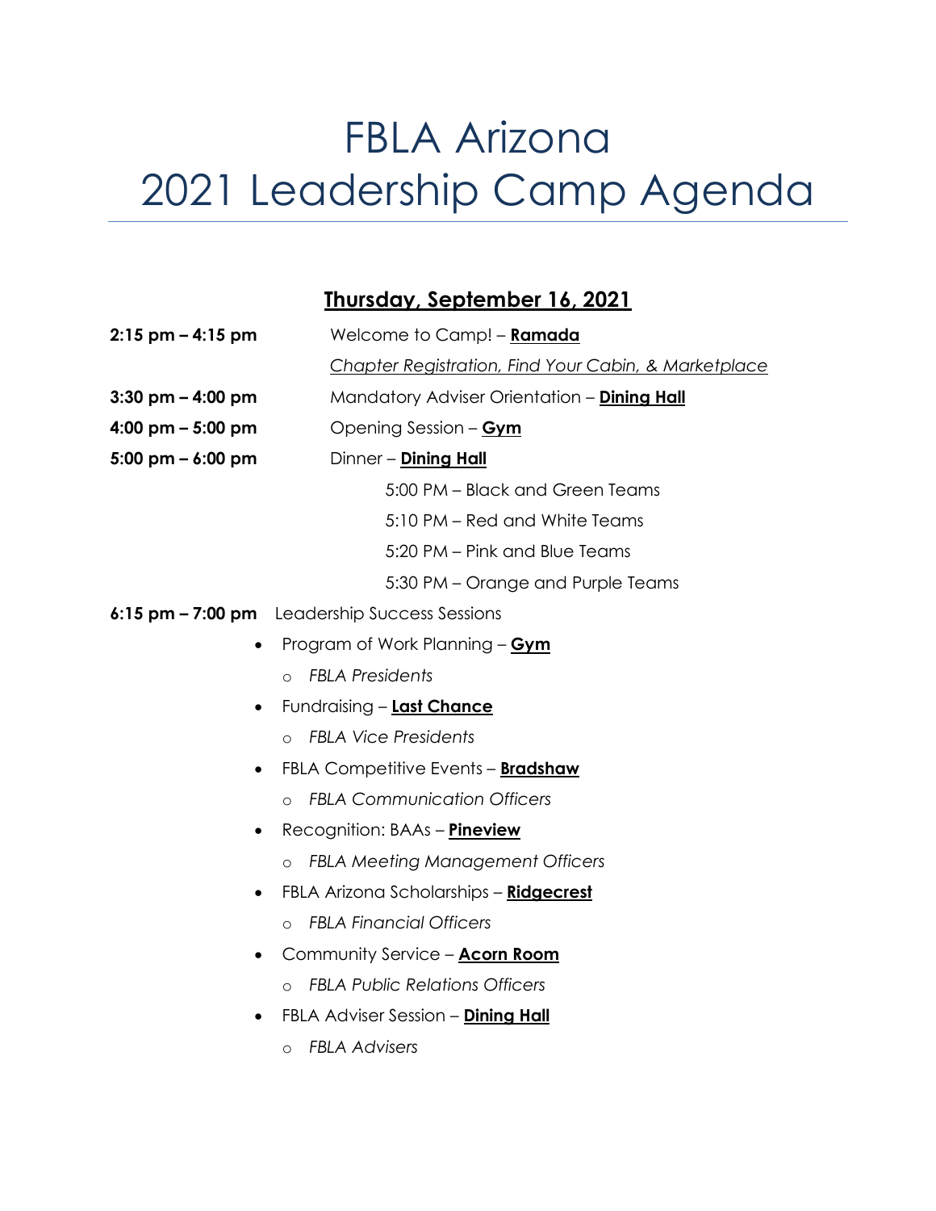# FBLA Arizona
# 2021 Leadership Camp Agenda

## Thursday, September 16, 2021

**2:15 pm – 4:15 pm** Welcome to Camp! – **Ramada**

*Chapter Registration, Find Your Cabin, & Marketplace*

**3:30 pm – 4:00 pm** Mandatory Adviser Orientation – **Dining Hall**

**4:00 pm – 5:00 pm** Opening Session – **Gym**

**5:00 pm – 6:00 pm** Dinner – **Dining Hall**

5:00 PM – Black and Green Teams

5:10 PM – Red and White Teams

5:20 PM – Pink and Blue Teams

5:30 PM – Orange and Purple Teams

**6:15 pm – 7:00 pm** Leadership Success Sessions

- Program of Work Planning – **Gym**
  - *FBLA Presidents*
- Fundraising – **Last Chance**
  - *FBLA Vice Presidents*
- FBLA Competitive Events – **Bradshaw**
  - *FBLA Communication Officers*
- Recognition: BAAs – **Pineview**
  - *FBLA Meeting Management Officers*
- FBLA Arizona Scholarships – **Ridgecrest**
  - *FBLA Financial Officers*
- Community Service – **Acorn Room**
  - *FBLA Public Relations Officers*
- FBLA Adviser Session – **Dining Hall**
  - *FBLA Advisers*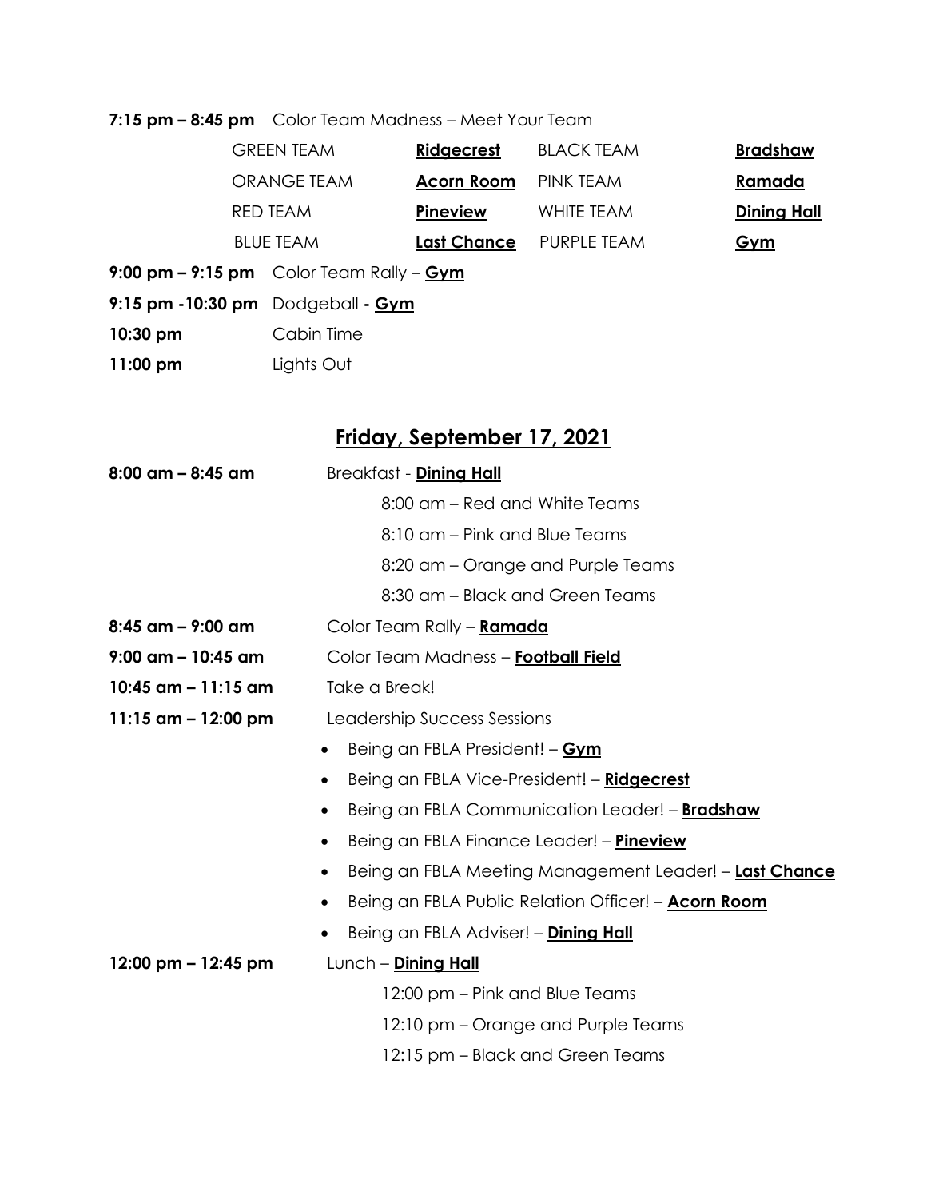**7:15 pm – 8:45 pm** Color Team Madness – Meet Your Team

| | | | |
|---|---|---|---|
| GREEN TEAM | **Ridgecrest** | BLACK TEAM | **Bradshaw** |
| ORANGE TEAM | **Acorn Room** | PINK TEAM | **Ramada** |
| RED TEAM | **Pineview** | WHITE TEAM | **Dining Hall** |
| BLUE TEAM | **Last Chance** | PURPLE TEAM | **Gym** |

**9:00 pm – 9:15 pm** Color Team Rally – **Gym**

**9:15 pm -10:30 pm** Dodgeball **- Gym**

**10:30 pm** Cabin Time

**11:00 pm** Lights Out

## Friday, September 17, 2021

**8:00 am – 8:45 am** Breakfast - **Dining Hall**

- 8:00 am – Red and White Teams
- 8:10 am – Pink and Blue Teams
- 8:20 am – Orange and Purple Teams
- 8:30 am – Black and Green Teams

**8:45 am – 9:00 am** Color Team Rally – **Ramada**

**9:00 am – 10:45 am** Color Team Madness – **Football Field**

**10:45 am – 11:15 am** Take a Break!

**11:15 am – 12:00 pm** Leadership Success Sessions

- Being an FBLA President! – **Gym**
- Being an FBLA Vice-President! – **Ridgecrest**
- Being an FBLA Communication Leader! – **Bradshaw**
- Being an FBLA Finance Leader! – **Pineview**
- Being an FBLA Meeting Management Leader! – **Last Chance**
- Being an FBLA Public Relation Officer! – **Acorn Room**
- Being an FBLA Adviser! – **Dining Hall**

**12:00 pm – 12:45 pm** Lunch – **Dining Hall**

- 12:00 pm – Pink and Blue Teams
- 12:10 pm – Orange and Purple Teams
- 12:15 pm – Black and Green Teams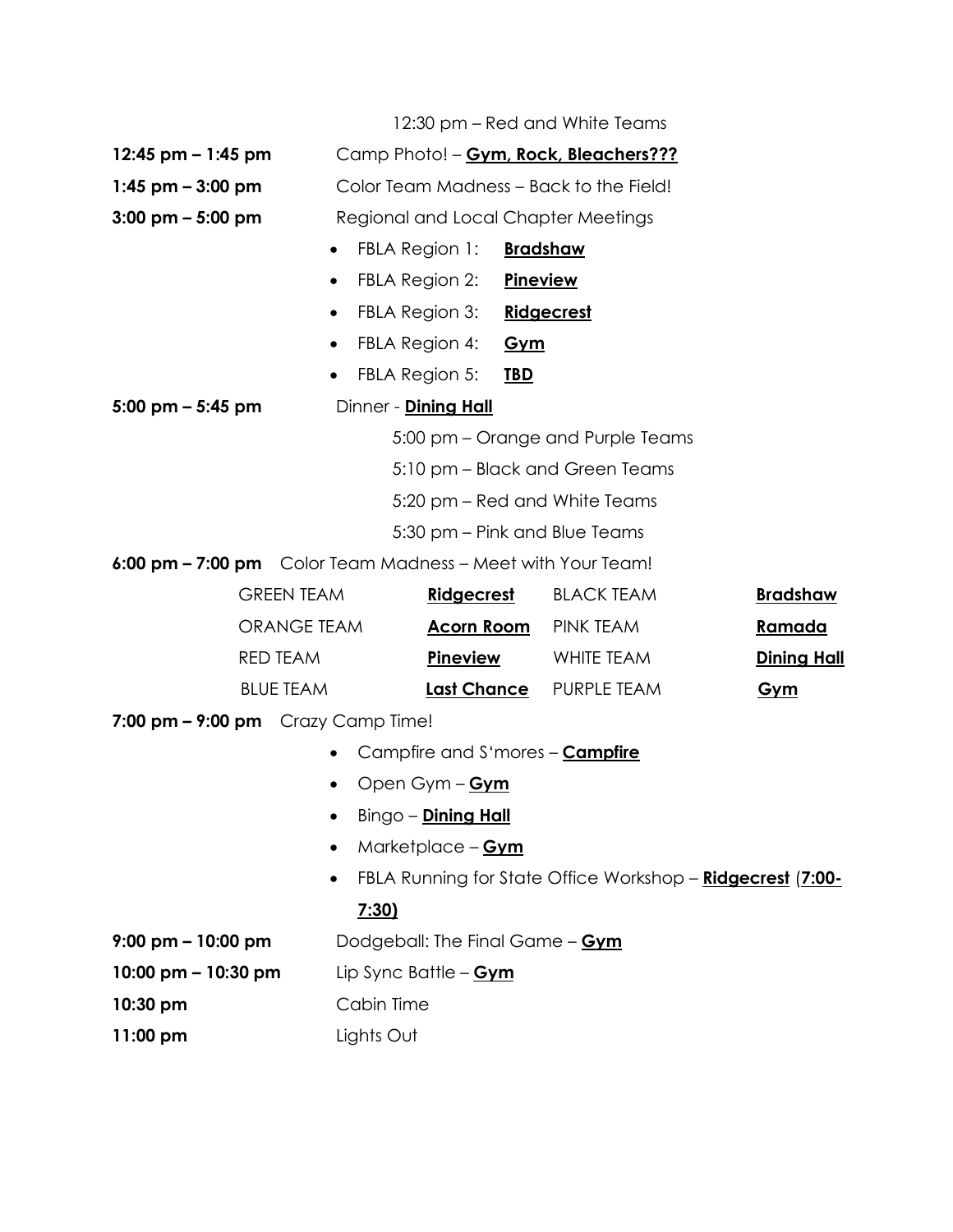12:30 pm – Red and White Teams

**12:45 pm – 1:45 pm** Camp Photo! – **Gym, Rock, Bleachers???**

**1:45 pm – 3:00 pm** Color Team Madness – Back to the Field!

**3:00 pm – 5:00 pm** Regional and Local Chapter Meetings

- FBLA Region 1: **Bradshaw**
- FBLA Region 2: **Pineview**
- FBLA Region 3: **Ridgecrest**
- FBLA Region 4: **Gym**
- FBLA Region 5: **TBD**

**5:00 pm – 5:45 pm** Dinner - **Dining Hall**

5:00 pm – Orange and Purple Teams

5:10 pm – Black and Green Teams

5:20 pm – Red and White Teams

5:30 pm – Pink and Blue Teams

**6:00 pm – 7:00 pm** Color Team Madness – Meet with Your Team!

| | | | |
|---|---|---|---|
| GREEN TEAM | **Ridgecrest** | BLACK TEAM | **Bradshaw** |
| ORANGE TEAM | **Acorn Room** | PINK TEAM | **Ramada** |
| RED TEAM | **Pineview** | WHITE TEAM | **Dining Hall** |
| BLUE TEAM | **Last Chance** | PURPLE TEAM | **Gym** |

**7:00 pm – 9:00 pm** Crazy Camp Time!

- Campfire and S'mores – **Campfire**
- Open Gym – **Gym**
- Bingo – **Dining Hall**
- Marketplace – **Gym**
- FBLA Running for State Office Workshop – **Ridgecrest** (**7:00-7:30)**

**9:00 pm – 10:00 pm** Dodgeball: The Final Game – **Gym**

**10:00 pm – 10:30 pm** Lip Sync Battle – **Gym**

**10:30 pm** Cabin Time

**11:00 pm** Lights Out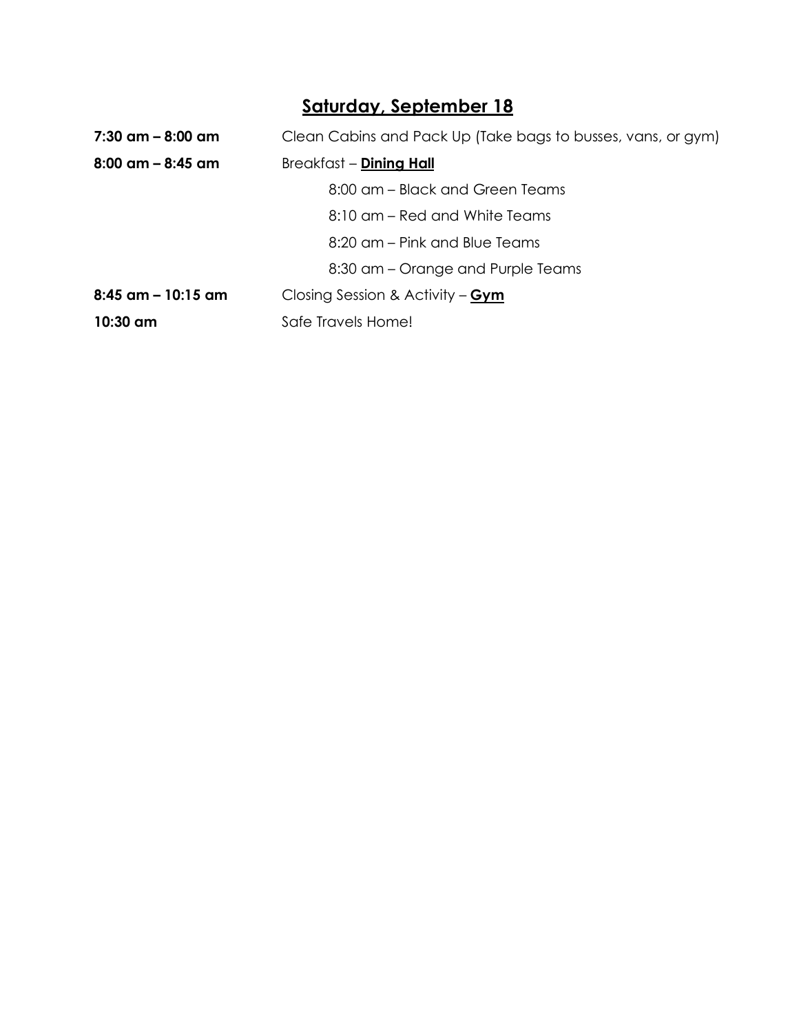## <u>Saturday, September 18</u>

| | |
|---|---|
| **7:30 am – 8:00 am** | Clean Cabins and Pack Up (Take bags to busses, vans, or gym) |
| **8:00 am – 8:45 am** | Breakfast – **<u>Dining Hall</u>** |
| | 8:00 am – Black and Green Teams |
| | 8:10 am – Red and White Teams |
| | 8:20 am – Pink and Blue Teams |
| | 8:30 am – Orange and Purple Teams |
| **8:45 am – 10:15 am** | Closing Session & Activity – **<u>Gym</u>** |
| **10:30 am** | Safe Travels Home! |